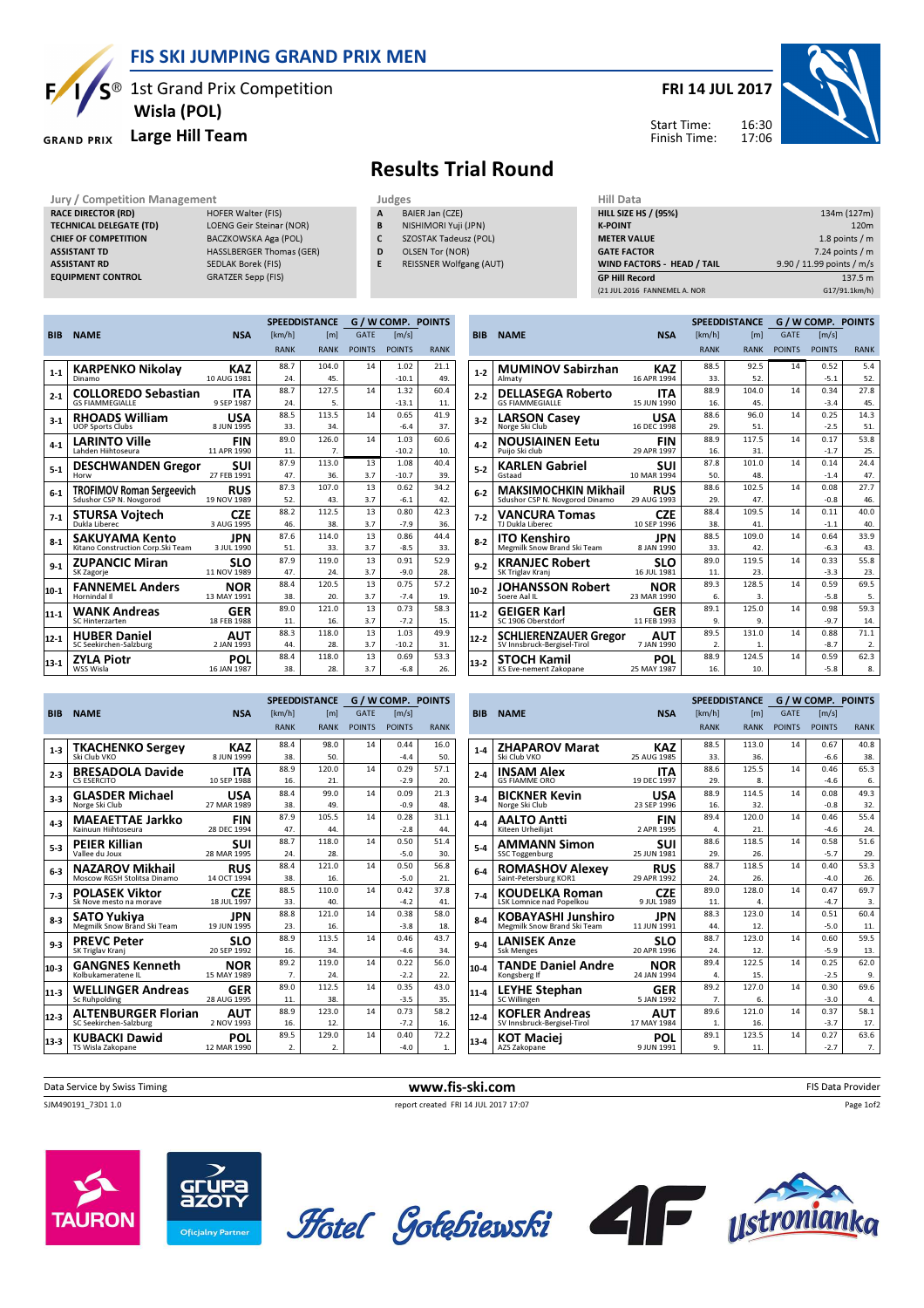# FIS SKI JUMPING GRAND PRIX MEN

1st Grand Prix Competition
**Wisla (POL)**
**Large Hill Team**

**FRI 14 JUL 2017**

Start Time: 16:30
Finish Time: 17:06

## Results Trial Round

| Jury / Competition Management | |
|---|---|
| RACE DIRECTOR (RD) | HOFER Walter (FIS) |
| TECHNICAL DELEGATE (TD) | LOENG Geir Steinar (NOR) |
| CHIEF OF COMPETITION | BACZKOWSKA Aga (POL) |
| ASSISTANT TD | HASSLBERGER Thomas (GER) |
| ASSISTANT RD | SEDLAK Borek (FIS) |
| EQUIPMENT CONTROL | GRATZER Sepp (FIS) |

| Judges | |
|---|---|
| A | BAIER Jan (CZE) |
| B | NISHIMORI Yuji (JPN) |
| C | SZOSTAK Tadeusz (POL) |
| D | OLSEN Tor (NOR) |
| E | REISSNER Wolfgang (AUT) |

| Hill Data | |
|---|---|
| HILL SIZE HS / (95%) | 134m (127m) |
| K-POINT | 120m |
| METER VALUE | 1.8 points / m |
| GATE FACTOR | 7.24 points / m |
| WIND FACTORS - HEAD / TAIL | 9.90 / 11.99 points / m/s |
| GP Hill Record | 137.5 m |
| (21 JUL 2016 FANNEMEL A. NOR | G17/91.1km/h) |

| BIB | NAME | NSA | SPEED [km/h] | DISTANCE [m] | G / W COMP. GATE | [m/s] | POINTS |
|---|---|---|---|---|---|---|---|
| | Club | Date of birth | RANK | RANK | POINTS | POINTS | RANK |
| 1-1 | KARPENKO Nikolay | KAZ | 88.7 | 104.0 | 14 | 1.02 | 21.1 |
| | Dinamo | 10 AUG 1981 | 24. | 45. | | -10.1 | 49. |
| 2-1 | COLLOREDO Sebastian | ITA | 88.7 | 127.5 | 14 | 1.32 | 60.4 |
| | GS FIAMMEGIALLE | 9 SEP 1987 | 24. | 5. | | -13.1 | 11. |
| 3-1 | RHOADS William | USA | 88.5 | 113.5 | 14 | 0.65 | 41.9 |
| | UOP Sports Clubs | 8 JUN 1995 | 33. | 34. | | -6.4 | 37. |
| 4-1 | LARINTO Ville | FIN | 89.0 | 126.0 | 14 | 1.03 | 60.6 |
| | Lahden Hiihtoseura | 11 APR 1990 | 11. | 7. | | -10.2 | 10. |
| 5-1 | DESCHWANDEN Gregor | SUI | 87.9 | 113.0 | 13 | 1.08 | 40.4 |
| | Horw | 27 FEB 1991 | 47. | 36. | 3.7 | -10.7 | 39. |
| 6-1 | TROFIMOV Roman Sergeevich | RUS | 87.3 | 107.0 | 13 | 0.62 | 34.2 |
| | Sdushor CSP N. Novgorod | 19 NOV 1989 | 52. | 43. | 3.7 | -6.1 | 42. |
| 7-1 | STURSA Vojtech | CZE | 88.2 | 112.5 | 13 | 0.80 | 42.3 |
| | Dukla Liberec | 3 AUG 1995 | 46. | 38. | 3.7 | -7.9 | 36. |
| 8-1 | SAKUYAMA Kento | JPN | 87.6 | 114.0 | 13 | 0.86 | 44.4 |
| | Kitano Construction Corp.Ski Team | 3 JUL 1990 | 51. | 33. | 3.7 | -8.5 | 33. |
| 9-1 | ZUPANCIC Miran | SLO | 87.9 | 119.0 | 13 | 0.91 | 52.9 |
| | SK Zagorje | 11 NOV 1989 | 47. | 24. | 3.7 | -9.0 | 28. |
| 10-1 | FANNEMEL Anders | NOR | 88.4 | 120.5 | 13 | 0.75 | 57.2 |
| | Hornindal Il | 13 MAY 1991 | 38. | 20. | 3.7 | -7.4 | 19. |
| 11-1 | WANK Andreas | GER | 89.0 | 121.0 | 13 | 0.73 | 58.3 |
| | SC Hinterzarten | 18 FEB 1988 | 11. | 16. | 3.7 | -7.2 | 15. |
| 12-1 | HUBER Daniel | AUT | 88.3 | 118.0 | 13 | 1.03 | 49.9 |
| | SC Seekirchen-Salzburg | 2 JAN 1993 | 44. | 28. | 3.7 | -10.2 | 31. |
| 13-1 | ZYLA Piotr | POL | 88.4 | 118.0 | 13 | 0.69 | 53.3 |
| | WSS Wisla | 16 JAN 1987 | 38. | 28. | 3.7 | -6.8 | 26. |
| 1-2 | MUMINOV Sabirzhan | KAZ | 88.5 | 92.5 | 14 | 0.52 | 5.4 |
| | Almaty | 16 APR 1994 | 33. | 52. | | -5.1 | 52. |
| 2-2 | DELLASEGA Roberto | ITA | 88.9 | 104.0 | 14 | 0.34 | 27.8 |
| | GS FIAMMEGIALLE | 15 JUN 1990 | 16. | 45. | | -3.4 | 45. |
| 3-2 | LARSON Casey | USA | 88.6 | 96.0 | 14 | 0.25 | 14.3 |
| | Norge Ski Club | 16 DEC 1998 | 29. | 51. | | -2.5 | 51. |
| 4-2 | NOUSIAINEN Eetu | FIN | 88.9 | 117.5 | 14 | 0.17 | 53.8 |
| | Puijo Ski club | 29 APR 1997 | 16. | 31. | | -1.7 | 25. |
| 5-2 | KARLEN Gabriel | SUI | 87.8 | 101.0 | 14 | 0.14 | 24.4 |
| | Gstaad | 10 MAR 1994 | 50. | 48. | | -1.4 | 47. |
| 6-2 | MAKSIMOCHKIN Mikhail | RUS | 88.6 | 102.5 | 14 | 0.08 | 27.7 |
| | Sdushor CSP N. Novgorod Dinamo | 29 AUG 1993 | 29. | 47. | | -0.8 | 46. |
| 7-2 | VANCURA Tomas | CZE | 88.4 | 109.5 | 14 | 0.11 | 40.0 |
| | TJ Dukla Liberec | 10 SEP 1996 | 38. | 41. | | -1.1 | 40. |
| 8-2 | ITO Kenshiro | JPN | 88.5 | 109.0 | 14 | 0.64 | 33.9 |
| | Megmilk Snow Brand Ski Team | 8 JAN 1990 | 33. | 42. | | -6.3 | 43. |
| 9-2 | KRANJEC Robert | SLO | 89.0 | 119.5 | 14 | 0.33 | 55.8 |
| | SK Triglav Kranj | 16 JUL 1981 | 11. | 23. | | -3.3 | 23. |
| 10-2 | JOHANSSON Robert | NOR | 89.3 | 128.5 | 14 | 0.59 | 69.5 |
| | Soere Aal IL | 23 MAR 1990 | 6. | 3. | | -5.8 | 5. |
| 11-2 | GEIGER Karl | GER | 89.1 | 125.0 | 14 | 0.98 | 59.3 |
| | SC 1906 Oberstdorf | 11 FEB 1993 | 9. | 9. | | -9.7 | 14. |
| 12-2 | SCHLIERENZAUER Gregor | AUT | 89.5 | 131.0 | 14 | 0.88 | 71.1 |
| | SV Innsbruck-Bergisel-Tirol | 7 JAN 1990 | 2. | 1. | | -8.7 | 2. |
| 13-2 | STOCH Kamil | POL | 88.9 | 124.5 | 14 | 0.59 | 62.3 |
| | KS Eve-nement Zakopane | 25 MAY 1987 | 16. | 10. | | -5.8 | 8. |
| 1-3 | TKACHENKO Sergey | KAZ | 88.4 | 98.0 | 14 | 0.44 | 16.0 |
| | Ski Club VKO | 8 JUN 1999 | 38. | 50. | | -4.4 | 50. |
| 2-3 | BRESADOLA Davide | ITA | 88.9 | 120.0 | 14 | 0.29 | 57.1 |
| | CS ESERCITO | 10 SEP 1988 | 16. | 21. | | -2.9 | 20. |
| 3-3 | GLASDER Michael | USA | 88.4 | 99.0 | 14 | 0.09 | 21.3 |
| | Norge Ski Club | 27 MAR 1989 | 38. | 49. | | -0.9 | 48. |
| 4-3 | MAEAETTAE Jarkko | FIN | 87.9 | 105.5 | 14 | 0.28 | 31.1 |
| | Kainuun Hiihtoseura | 28 DEC 1994 | 47. | 44. | | -2.8 | 44. |
| 5-3 | PEIER Killian | SUI | 88.7 | 118.0 | 14 | 0.50 | 51.4 |
| | Vallee du Joux | 28 MAR 1995 | 24. | 28. | | -5.0 | 30. |
| 6-3 | NAZAROV Mikhail | RUS | 88.4 | 121.0 | 14 | 0.50 | 56.8 |
| | Moscow RGSH Stolitsa Dinamo | 14 OCT 1994 | 38. | 16. | | -5.0 | 21. |
| 7-3 | POLASEK Viktor | CZE | 88.5 | 110.0 | 14 | 0.42 | 37.8 |
| | Sk Nove mesto na morave | 18 JUL 1997 | 33. | 40. | | -4.2 | 41. |
| 8-3 | SATO Yukiya | JPN | 88.8 | 121.0 | 14 | 0.38 | 58.0 |
| | Megmilk Snow Brand Ski Team | 19 JUN 1995 | 23. | 16. | | -3.8 | 18. |
| 9-3 | PREVC Peter | SLO | 88.9 | 113.5 | 14 | 0.46 | 43.7 |
| | SK Triglav Kranj | 20 SEP 1992 | 16. | 34. | | -4.6 | 34. |
| 10-3 | GANGNES Kenneth | NOR | 89.2 | 119.0 | 14 | 0.22 | 56.0 |
| | Kolbukameratene IL | 15 MAY 1989 | 7. | 24. | | -2.2 | 22. |
| 11-3 | WELLINGER Andreas | GER | 89.0 | 112.5 | 14 | 0.35 | 43.0 |
| | Sc Ruhpolding | 28 AUG 1995 | 11. | 38. | | -3.5 | 35. |
| 12-3 | ALTENBURGER Florian | AUT | 88.9 | 123.0 | 14 | 0.73 | 58.2 |
| | SC Seekirchen-Salzburg | 2 NOV 1993 | 16. | 12. | | -7.2 | 16. |
| 13-3 | KUBACKI Dawid | POL | 89.5 | 129.0 | 14 | 0.40 | 72.2 |
| | TS Wisla Zakopane | 12 MAR 1990 | 2. | 2. | | -4.0 | 1. |
| 1-4 | ZHAPAROV Marat | KAZ | 88.5 | 113.0 | 14 | 0.67 | 40.8 |
| | Ski Club VKO | 25 AUG 1985 | 33. | 36. | | -6.6 | 38. |
| 2-4 | INSAM Alex | ITA | 88.6 | 125.5 | 14 | 0.46 | 65.3 |
| | GS FIAMME ORO | 19 DEC 1997 | 29. | 8. | | -4.6 | 6. |
| 3-4 | BICKNER Kevin | USA | 88.9 | 114.5 | 14 | 0.08 | 49.3 |
| | Norge Ski Club | 23 SEP 1996 | 16. | 32. | | -0.8 | 32. |
| 4-4 | AALTO Antti | FIN | 89.4 | 120.0 | 14 | 0.46 | 55.4 |
| | Kiteen Urheilijat | 2 APR 1995 | 4. | 21. | | -4.6 | 24. |
| 5-4 | AMMANN Simon | SUI | 88.6 | 118.5 | 14 | 0.58 | 51.6 |
| | SSC Toggenburg | 25 JUN 1981 | 29. | 26. | | -5.7 | 29. |
| 6-4 | ROMASHOV Alexey | RUS | 88.7 | 118.5 | 14 | 0.40 | 53.3 |
| | Saint-Petersburg KOR1 | 29 APR 1992 | 24. | 26. | | -4.0 | 26. |
| 7-4 | KOUDELKA Roman | CZE | 89.0 | 128.0 | 14 | 0.47 | 69.7 |
| | LSK Lomnice nad Popelkou | 9 JUL 1989 | 11. | 4. | | -4.7 | 3. |
| 8-4 | KOBAYASHI Junshiro | JPN | 88.3 | 123.0 | 14 | 0.51 | 60.4 |
| | Megmilk Snow Brand Ski Team | 11 JUN 1991 | 44. | 12. | | -5.0 | 11. |
| 9-4 | LANISEK Anze | SLO | 88.7 | 123.0 | 14 | 0.60 | 59.5 |
| | Ssk Menges | 20 APR 1996 | 24. | 12. | | -5.9 | 13. |
| 10-4 | TANDE Daniel Andre | NOR | 89.4 | 122.5 | 14 | 0.25 | 62.0 |
| | Kongsberg If | 24 JAN 1994 | 4. | 15. | | -2.5 | 9. |
| 11-4 | LEYHE Stephan | GER | 89.2 | 127.0 | 14 | 0.30 | 69.6 |
| | SC Willingen | 5 JAN 1992 | 7. | 6. | | -3.0 | 4. |
| 12-4 | KOFLER Andreas | AUT | 89.6 | 121.0 | 14 | 0.37 | 58.1 |
| | SV Innsbruck-Bergisel-Tirol | 17 MAY 1984 | 1. | 16. | | -3.7 | 17. |
| 13-4 | KOT Maciej | POL | 89.1 | 123.5 | 14 | 0.27 | 63.6 |
| | AZS Zakopane | 9 JUN 1991 | 9. | 11. | | -2.7 | 7. |

Data Service by Swiss Timing | www.fis-ski.com | FIS Data Provider

SJM490191_73D1 1.0 report created FRI 14 JUL 2017 17:07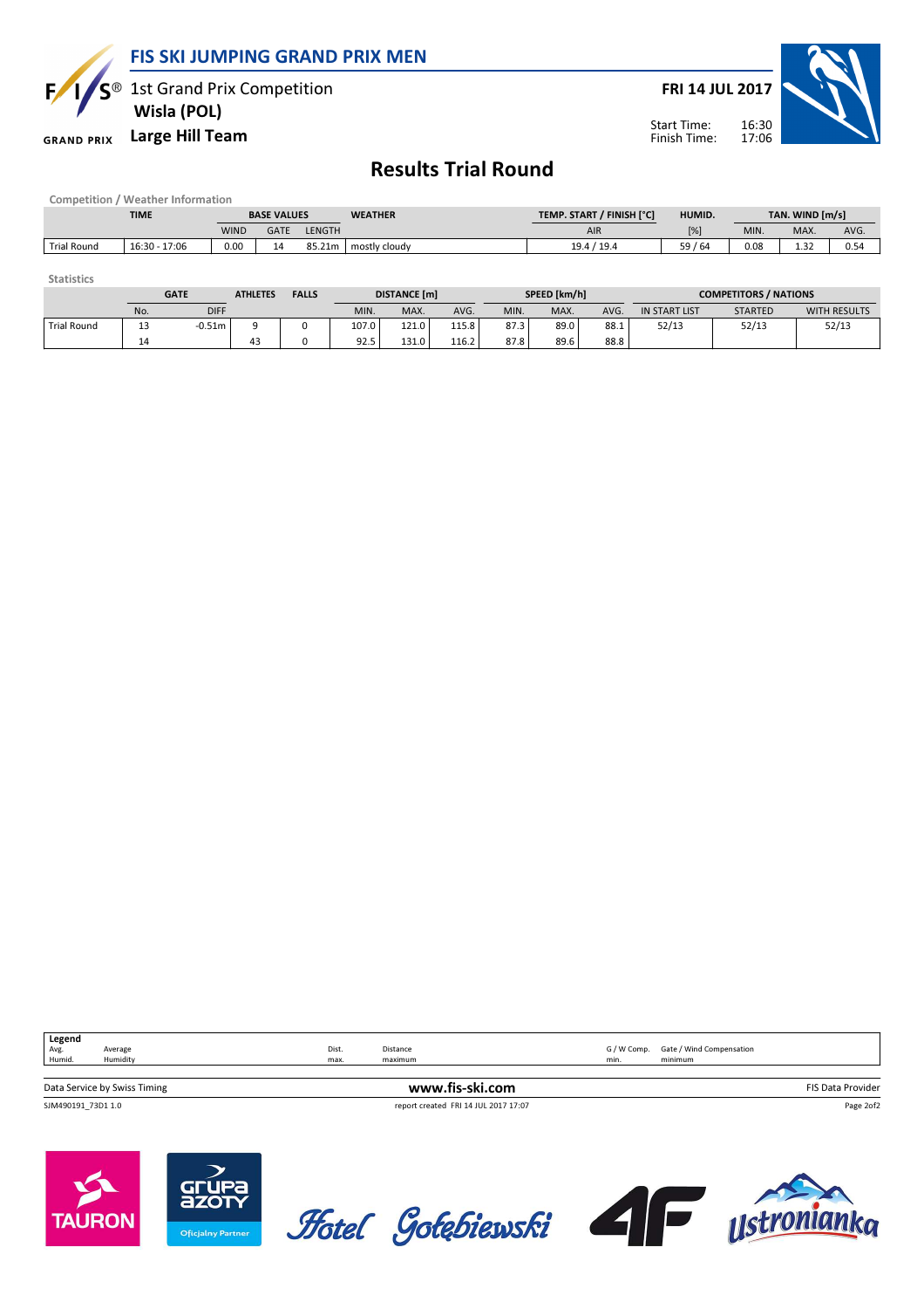# FIS SKI JUMPING GRAND PRIX MEN

1st Grand Prix Competition
**Wisla (POL)**
**Large Hill Team**

**FRI 14 JUL 2017**

Start Time: 16:30
Finish Time: 17:06

## Results Trial Round

**Competition / Weather Information**

| | TIME | BASE VALUES | | | WEATHER | TEMP. START / FINISH [°C] | HUMID. | TAN. WIND [m/s] | | |
|---|---|---|---|---|---|---|---|---|---|---|
| | | WIND | GATE | LENGTH | | AIR | [%] | MIN. | MAX. | AVG. |
| Trial Round | 16:30 - 17:06 | 0.00 | 14 | 85.21m | mostly cloudy | 19.4 / 19.4 | 59 / 64 | 0.08 | 1.32 | 0.54 |

**Statistics**

| | GATE | | ATHLETES | FALLS | DISTANCE [m] | | | SPEED [km/h] | | | COMPETITORS / NATIONS | | |
|---|---|---|---|---|---|---|---|---|---|---|---|---|---|
| | No. | DIFF | | | MIN. | MAX. | AVG. | MIN. | MAX. | AVG. | IN START LIST | STARTED | WITH RESULTS |
| Trial Round | 13 | -0.51m | 9 | 0 | 107.0 | 121.0 | 115.8 | 87.3 | 89.0 | 88.1 | 52/13 | 52/13 | 52/13 |
| | 14 | | 43 | 0 | 92.5 | 131.0 | 116.2 | 87.8 | 89.6 | 88.8 | | | |

**Legend**

| | | | | | |
|---|---|---|---|---|---|
| Avg. | Average | Dist. | Distance | G / W Comp. | Gate / Wind Compensation |
| Humid. | Humidity | max. | maximum | min. | minimum |

Data Service by Swiss Timing — www.fis-ski.com — FIS Data Provider

SJM490191_73D1 1.0 — report created FRI 14 JUL 2017 17:07